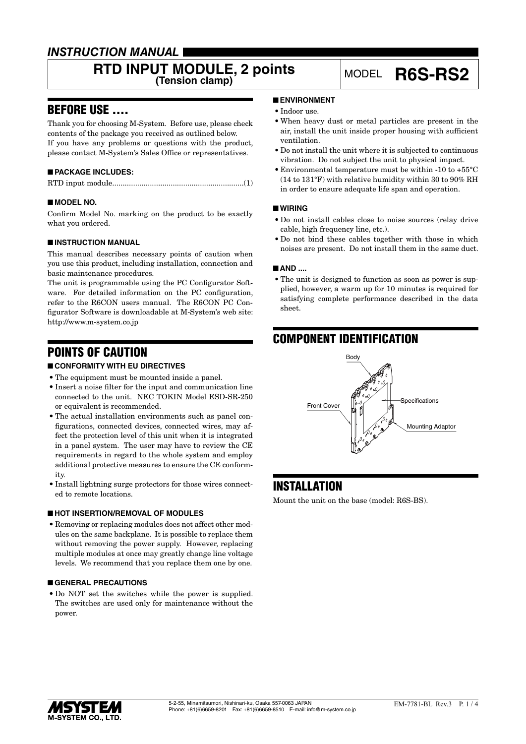# *INSTRUCTION MANUAL*

## RTD INPUT MODULE, 2 points (Tension clamp)

MODEL **R6S-RS2**

## BEFORE USE ....

Thank you for choosing M-System. Before use, please check contents of the package you received as outlined below.
If you have any problems or questions with the product, please contact M-System's Sales Office or representatives.

### ■ PACKAGE INCLUDES:

RTD input module..............................................................(1)

### ■ MODEL NO.

Confirm Model No. marking on the product to be exactly what you ordered.

### ■ INSTRUCTION MANUAL

This manual describes necessary points of caution when you use this product, including installation, connection and basic maintenance procedures.
The unit is programmable using the PC Configurator Software. For detailed information on the PC configuration, refer to the R6CON users manual. The R6CON PC Configurator Software is downloadable at M-System's web site: http://www.m-system.co.jp

## POINTS OF CAUTION

### ■ CONFORMITY WITH EU DIRECTIVES

- The equipment must be mounted inside a panel.
- Insert a noise filter for the input and communication line connected to the unit. NEC TOKIN Model ESD-SR-250 or equivalent is recommended.
- The actual installation environments such as panel configurations, connected devices, connected wires, may affect the protection level of this unit when it is integrated in a panel system. The user may have to review the CE requirements in regard to the whole system and employ additional protective measures to ensure the CE conformity.
- Install lightning surge protectors for those wires connected to remote locations.

### ■ HOT INSERTION/REMOVAL OF MODULES

- Removing or replacing modules does not affect other modules on the same backplane. It is possible to replace them without removing the power supply. However, replacing multiple modules at once may greatly change line voltage levels. We recommend that you replace them one by one.

### ■ GENERAL PRECAUTIONS

- Do NOT set the switches while the power is supplied. The switches are used only for maintenance without the power.

### ■ ENVIRONMENT

- Indoor use.
- When heavy dust or metal particles are present in the air, install the unit inside proper housing with sufficient ventilation.
- Do not install the unit where it is subjected to continuous vibration. Do not subject the unit to physical impact.
- Environmental temperature must be within -10 to +55°C (14 to 131°F) with relative humidity within 30 to 90% RH in order to ensure adequate life span and operation.

### ■ WIRING

- Do not install cables close to noise sources (relay drive cable, high frequency line, etc.).
- Do not bind these cables together with those in which noises are present. Do not install them in the same duct.

### ■ AND ....

- The unit is designed to function as soon as power is supplied, however, a warm up for 10 minutes is required for satisfying complete performance described in the data sheet.

## COMPONENT IDENTIFICATION

Body
Front Cover
Specifications
Mounting Adaptor

## INSTALLATION

Mount the unit on the base (model: R6S-BS).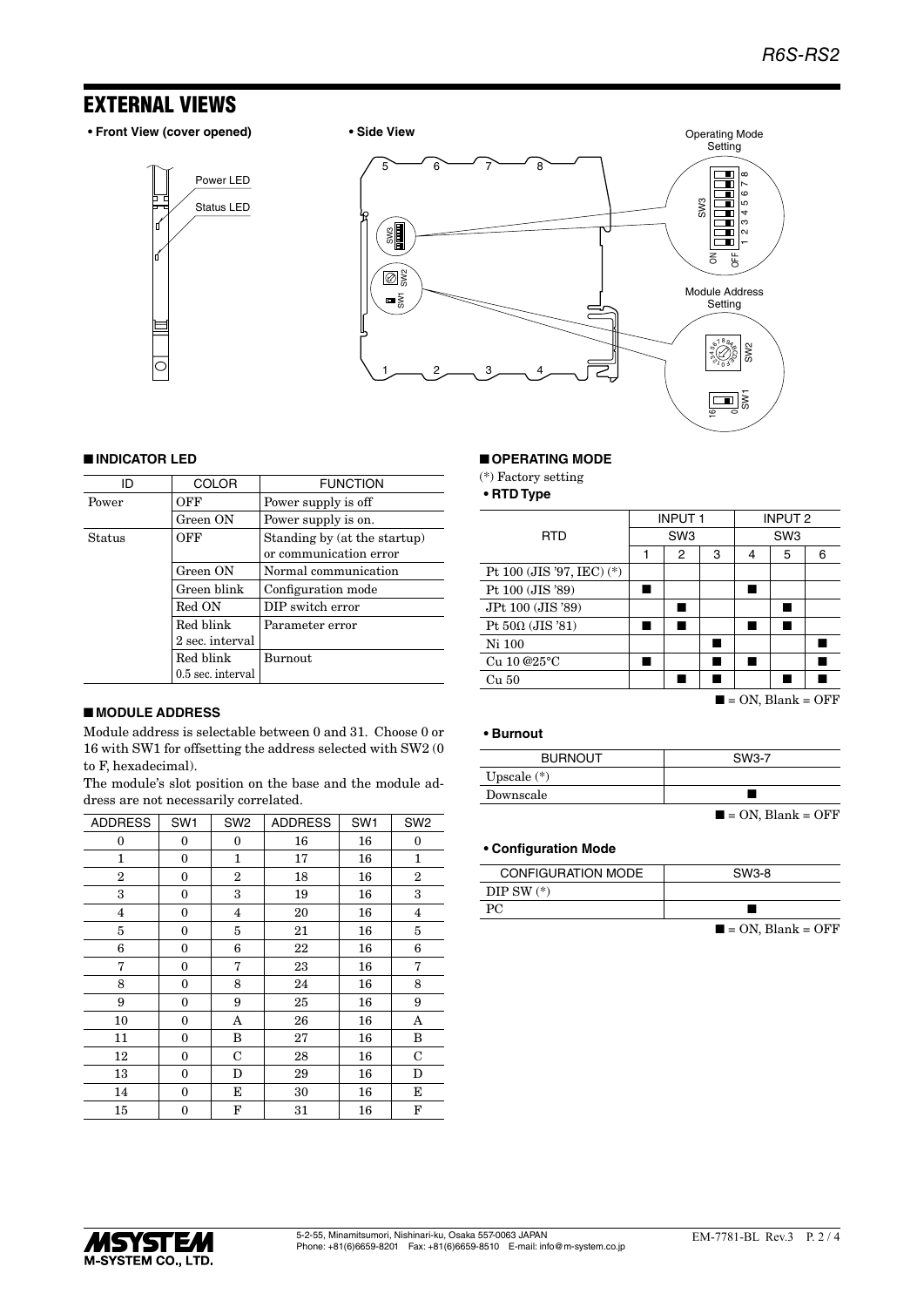## EXTERNAL VIEWS

• **Front View (cover opened)**

Power LED

Status LED

• **Side View**

Operating Mode Setting

Module Address Setting

### ■ INDICATOR LED

| ID | COLOR | FUNCTION |
|---|---|---|
| Power | OFF | Power supply is off |
| | Green ON | Power supply is on. |
| Status | OFF | Standing by (at the startup) or communication error |
| | Green ON | Normal communication |
| | Green blink | Configuration mode |
| | Red ON | DIP switch error |
| | Red blink 2 sec. interval | Parameter error |
| | Red blink 0.5 sec. interval | Burnout |

### ■ MODULE ADDRESS

Module address is selectable between 0 and 31. Choose 0 or 16 with SW1 for offsetting the address selected with SW2 (0 to F, hexadecimal).

The module's slot position on the base and the module address are not necessarily correlated.

| ADDRESS | SW1 | SW2 | ADDRESS | SW1 | SW2 |
|---|---|---|---|---|---|
| 0 | 0 | 0 | 16 | 16 | 0 |
| 1 | 0 | 1 | 17 | 16 | 1 |
| 2 | 0 | 2 | 18 | 16 | 2 |
| 3 | 0 | 3 | 19 | 16 | 3 |
| 4 | 0 | 4 | 20 | 16 | 4 |
| 5 | 0 | 5 | 21 | 16 | 5 |
| 6 | 0 | 6 | 22 | 16 | 6 |
| 7 | 0 | 7 | 23 | 16 | 7 |
| 8 | 0 | 8 | 24 | 16 | 8 |
| 9 | 0 | 9 | 25 | 16 | 9 |
| 10 | 0 | A | 26 | 16 | A |
| 11 | 0 | B | 27 | 16 | B |
| 12 | 0 | C | 28 | 16 | C |
| 13 | 0 | D | 29 | 16 | D |
| 14 | 0 | E | 30 | 16 | E |
| 15 | 0 | F | 31 | 16 | F |

### ■ OPERATING MODE

(*) Factory setting

• **RTD Type**

| RTD | INPUT 1 | | | INPUT 2 | | |
|---|---|---|---|---|---|---|
| | SW3 | | | SW3 | | |
| | 1 | 2 | 3 | 4 | 5 | 6 |
| Pt 100 (JIS '97, IEC) (*) | | | | | | |
| Pt 100 (JIS '89) | ■ | | | ■ | | |
| JPt 100 (JIS '89) | | ■ | | | ■ | |
| Pt 50Ω (JIS '81) | ■ | ■ | | ■ | ■ | |
| Ni 100 | | | ■ | | | ■ |
| Cu 10 @25°C | ■ | | ■ | ■ | | ■ |
| Cu 50 | | ■ | ■ | | ■ | ■ |

■ = ON, Blank = OFF

• **Burnout**

| BURNOUT | SW3-7 |
|---|---|
| Upscale (*) | |
| Downscale | ■ |

■ = ON, Blank = OFF

• **Configuration Mode**

| CONFIGURATION MODE | SW3-8 |
|---|---|
| DIP SW (*) | |
| PC | ■ |

■ = ON, Blank = OFF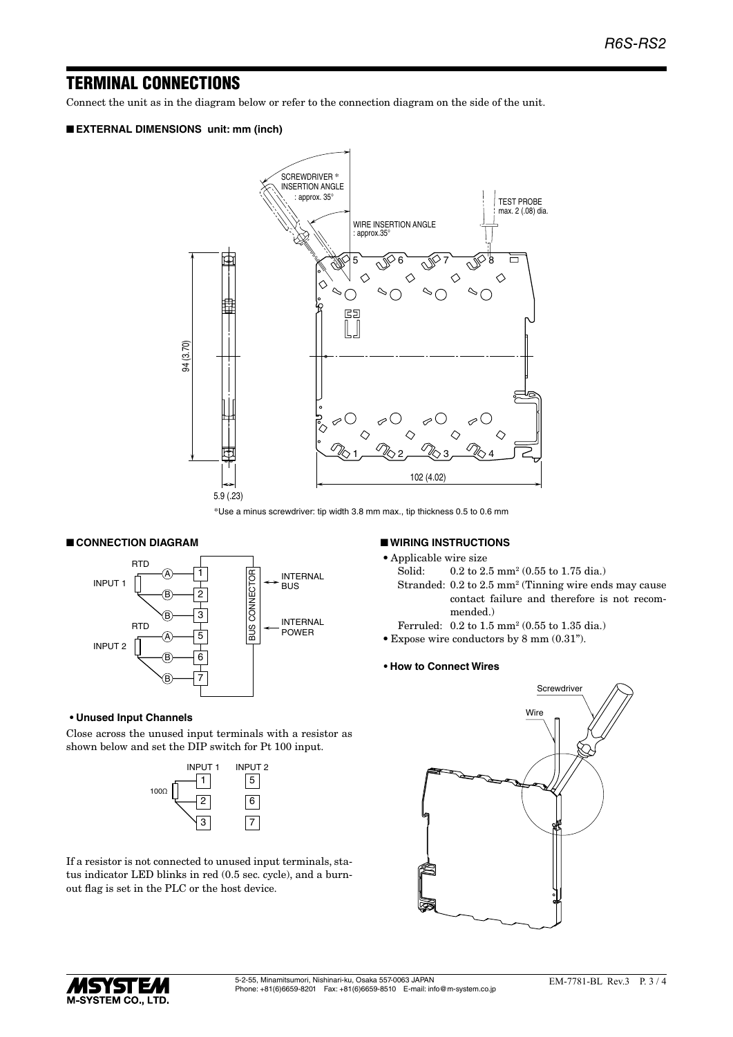## TERMINAL CONNECTIONS

Connect the unit as in the diagram below or refer to the connection diagram on the side of the unit.

### ■ EXTERNAL DIMENSIONS unit: mm (inch)

*Use a minus screwdriver: tip width 3.8 mm max., tip thickness 0.5 to 0.6 mm

### ■ CONNECTION DIAGRAM

**• Unused Input Channels**

Close across the unused input terminals with a resistor as shown below and set the DIP switch for Pt 100 input.

If a resistor is not connected to unused input terminals, status indicator LED blinks in red (0.5 sec. cycle), and a burnout flag is set in the PLC or the host device.

### ■ WIRING INSTRUCTIONS

- Applicable wire size
  - Solid: 0.2 to 2.5 mm² (0.55 to 1.75 dia.)
  - Stranded: 0.2 to 2.5 mm² (Tinning wire ends may cause contact failure and therefore is not recommended.)
  - Ferruled: 0.2 to 1.5 mm² (0.55 to 1.35 dia.)
- Expose wire conductors by 8 mm (0.31").

**• How to Connect Wires**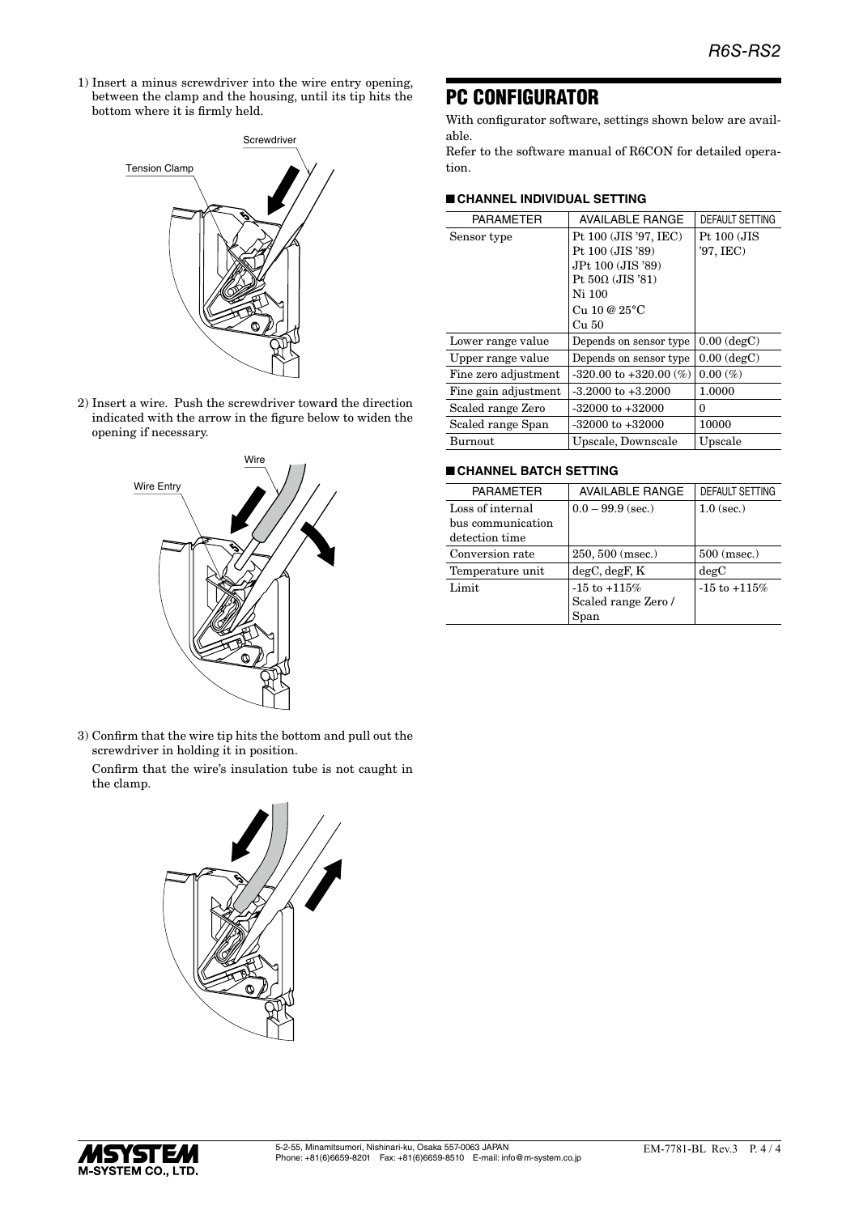1) Insert a minus screwdriver into the wire entry opening, between the clamp and the housing, until its tip hits the bottom where it is firmly held.

Screwdriver

Tension Clamp

2) Insert a wire. Push the screwdriver toward the direction indicated with the arrow in the figure below to widen the opening if necessary.

Wire

Wire Entry

3) Confirm that the wire tip hits the bottom and pull out the screwdriver in holding it in position.

Confirm that the wire's insulation tube is not caught in the clamp.

# PC CONFIGURATOR

With configurator software, settings shown below are available.

Refer to the software manual of R6CON for detailed operation.

### ■ CHANNEL INDIVIDUAL SETTING

| PARAMETER | AVAILABLE RANGE | DEFAULT SETTING |
|---|---|---|
| Sensor type | Pt 100 (JIS '97, IEC)<br>Pt 100 (JIS '89)<br>JPt 100 (JIS '89)<br>Pt 50Ω (JIS '81)<br>Ni 100<br>Cu 10 @ 25°C<br>Cu 50 | Pt 100 (JIS '97, IEC) |
| Lower range value | Depends on sensor type | 0.00 (degC) |
| Upper range value | Depends on sensor type | 0.00 (degC) |
| Fine zero adjustment | -320.00 to +320.00 (%) | 0.00 (%) |
| Fine gain adjustment | -3.2000 to +3.2000 | 1.0000 |
| Scaled range Zero | -32000 to +32000 | 0 |
| Scaled range Span | -32000 to +32000 | 10000 |
| Burnout | Upscale, Downscale | Upscale |

### ■ CHANNEL BATCH SETTING

| PARAMETER | AVAILABLE RANGE | DEFAULT SETTING |
|---|---|---|
| Loss of internal bus communication detection time | 0.0 – 99.9 (sec.) | 1.0 (sec.) |
| Conversion rate | 250, 500 (msec.) | 500 (msec.) |
| Temperature unit | degC, degF, K | degC |
| Limit | -15 to +115%<br>Scaled range Zero / Span | -15 to +115% |